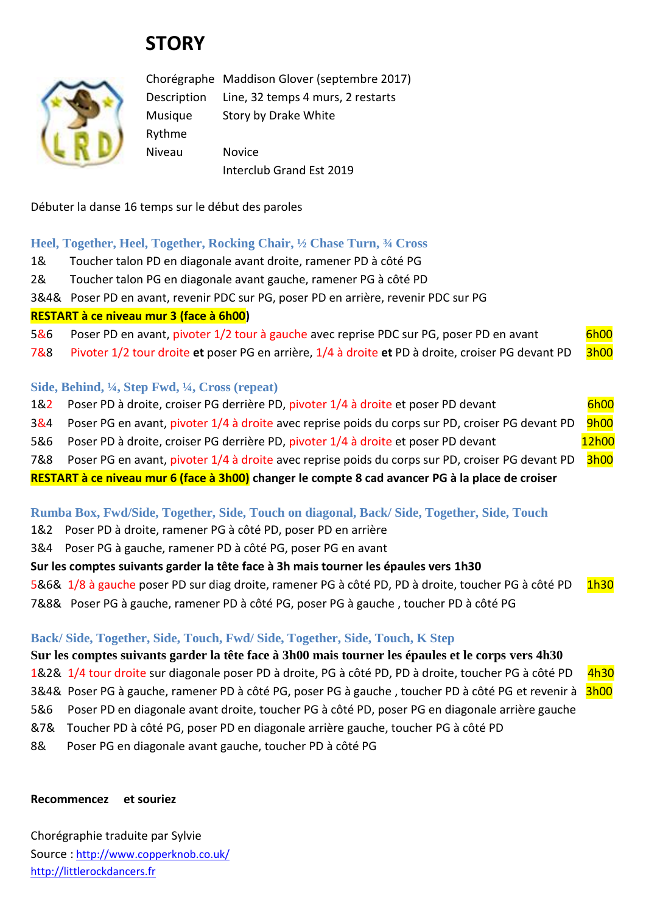# STORY

| | |
|---|---|
| Chorégraphe | Maddison Glover (septembre 2017) |
| Description | Line, 32 temps 4 murs, 2 restarts |
| Musique | Story by Drake White |
| Rythme | |
| Niveau | Novice |
| | Interclub Grand Est 2019 |

Débuter la danse 16 temps sur le début des paroles

### Heel, Together, Heel, Together, Rocking Chair, ½ Chase Turn, ¾ Cross

1& Toucher talon PD en diagonale avant droite, ramener PD à côté PG

2& Toucher talon PG en diagonale avant gauche, ramener PG à côté PD

3&4& Poser PD en avant, revenir PDC sur PG, poser PD en arrière, revenir PDC sur PG

**RESTART à ce niveau mur 3 (face à 6h00)**

5&6 Poser PD en avant, pivoter 1/2 tour à gauche avec reprise PDC sur PG, poser PD en avant — 6h00

7&8 Pivoter 1/2 tour droite **et** poser PG en arrière, 1/4 à droite **et** PD à droite, croiser PG devant PD — 3h00

### Side, Behind, ¼, Step Fwd, ¼, Cross (repeat)

1&2 Poser PD à droite, croiser PG derrière PD, pivoter 1/4 à droite et poser PD devant — 6h00

3&4 Poser PG en avant, pivoter 1/4 à droite avec reprise poids du corps sur PD, croiser PG devant PD — 9h00

5&6 Poser PD à droite, croiser PG derrière PD, pivoter 1/4 à droite et poser PD devant — 12h00

7&8 Poser PG en avant, pivoter 1/4 à droite avec reprise poids du corps sur PD, croiser PG devant PD — 3h00

**RESTART à ce niveau mur 6 (face à 3h00) changer le compte 8 cad avancer PG à la place de croiser**

### Rumba Box, Fwd/Side, Together, Side, Touch on diagonal, Back/ Side, Together, Side, Touch

1&2 Poser PD à droite, ramener PG à côté PD, poser PD en arrière

3&4 Poser PG à gauche, ramener PD à côté PG, poser PG en avant

**Sur les comptes suivants garder la tête face à 3h mais tourner les épaules vers 1h30**

5&6& 1/8 à gauche poser PD sur diag droite, ramener PG à côté PD, PD à droite, toucher PG à côté PD — 1h30

7&8& Poser PG à gauche, ramener PD à côté PG, poser PG à gauche , toucher PD à côté PG

### Back/ Side, Together, Side, Touch, Fwd/ Side, Together, Side, Touch, K Step

**Sur les comptes suivants garder la tête face à 3h00 mais tourner les épaules et le corps vers 4h30**

1&2& 1/4 tour droite sur diagonale poser PD à droite, PG à côté PD, PD à droite, toucher PG à côté PD — 4h30

3&4& Poser PG à gauche, ramener PD à côté PG, poser PG à gauche , toucher PD à côté PG et revenir à — 3h00

5&6 Poser PD en diagonale avant droite, toucher PG à côté PD, poser PG en diagonale arrière gauche

&7& Toucher PD à côté PG, poser PD en diagonale arrière gauche, toucher PG à côté PD

8& Poser PG en diagonale avant gauche, toucher PD à côté PG

**Recommencez et souriez**

Chorégraphie traduite par Sylvie

Source : http://www.copperknob.co.uk/

http://littlerockdancers.fr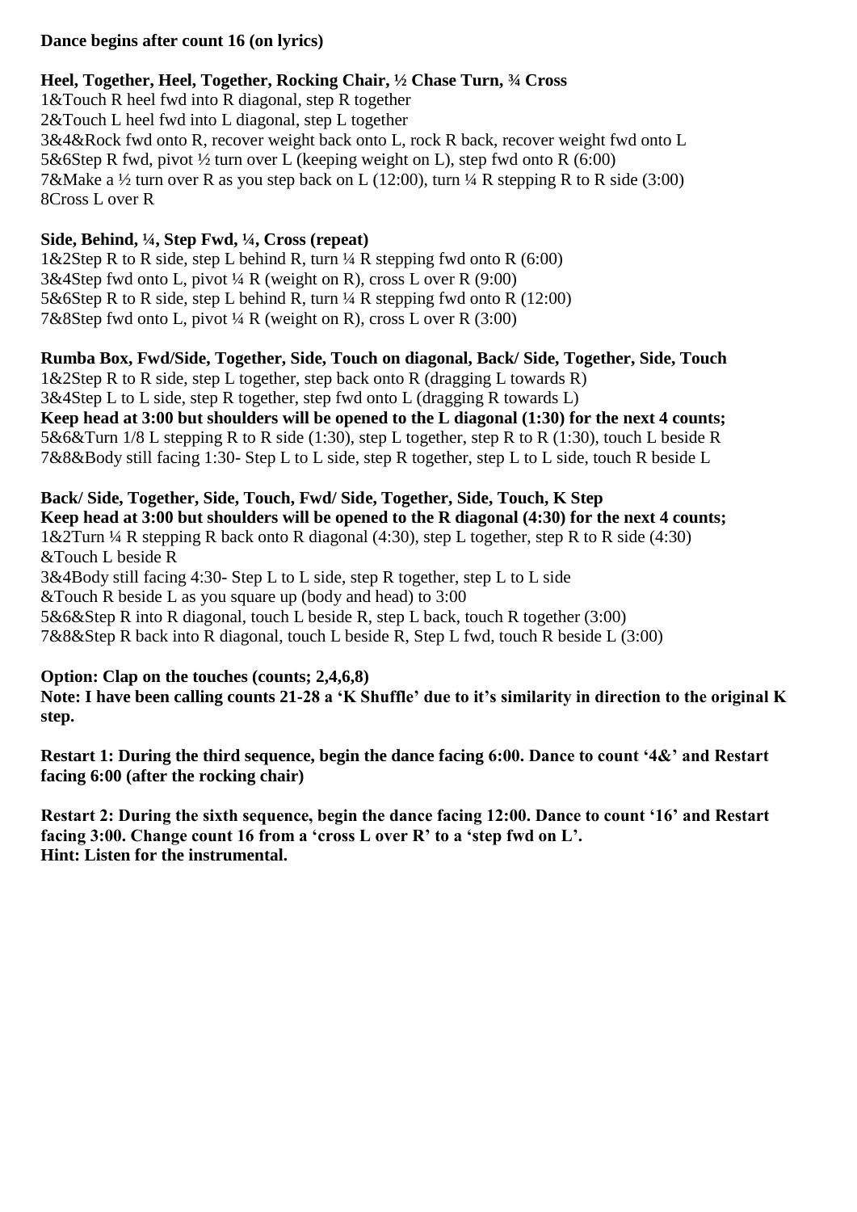**Dance begins after count 16 (on lyrics)**

**Heel, Together, Heel, Together, Rocking Chair, ½ Chase Turn, ¾ Cross**
1&Touch R heel fwd into R diagonal, step R together
2&Touch L heel fwd into L diagonal, step L together
3&4&Rock fwd onto R, recover weight back onto L, rock R back, recover weight fwd onto L
5&6Step R fwd, pivot ½ turn over L (keeping weight on L), step fwd onto R (6:00)
7&Make a ½ turn over R as you step back on L (12:00), turn ¼ R stepping R to R side (3:00)
8Cross L over R

**Side, Behind, ¼, Step Fwd, ¼, Cross (repeat)**
1&2Step R to R side, step L behind R, turn ¼ R stepping fwd onto R (6:00)
3&4Step fwd onto L, pivot ¼ R (weight on R), cross L over R (9:00)
5&6Step R to R side, step L behind R, turn ¼ R stepping fwd onto R (12:00)
7&8Step fwd onto L, pivot ¼ R (weight on R), cross L over R (3:00)

**Rumba Box, Fwd/Side, Together, Side, Touch on diagonal, Back/ Side, Together, Side, Touch**
1&2Step R to R side, step L together, step back onto R (dragging L towards R)
3&4Step L to L side, step R together, step fwd onto L (dragging R towards L)
**Keep head at 3:00 but shoulders will be opened to the L diagonal (1:30) for the next 4 counts;**
5&6&Turn 1/8 L stepping R to R side (1:30), step L together, step R to R (1:30), touch L beside R
7&8&Body still facing 1:30- Step L to L side, step R together, step L to L side, touch R beside L

**Back/ Side, Together, Side, Touch, Fwd/ Side, Together, Side, Touch, K Step**
**Keep head at 3:00 but shoulders will be opened to the R diagonal (4:30) for the next 4 counts;**
1&2Turn ¼ R stepping R back onto R diagonal (4:30), step L together, step R to R side (4:30)
&Touch L beside R
3&4Body still facing 4:30- Step L to L side, step R together, step L to L side
&Touch R beside L as you square up (body and head) to 3:00
5&6&Step R into R diagonal, touch L beside R, step L back, touch R together (3:00)
7&8&Step R back into R diagonal, touch L beside R, Step L fwd, touch R beside L (3:00)

**Option: Clap on the touches (counts; 2,4,6,8)**
**Note: I have been calling counts 21-28 a 'K Shuffle' due to it's similarity in direction to the original K step.**

**Restart 1: During the third sequence, begin the dance facing 6:00. Dance to count '4&' and Restart facing 6:00 (after the rocking chair)**

**Restart 2: During the sixth sequence, begin the dance facing 12:00. Dance to count '16' and Restart facing 3:00. Change count 16 from a 'cross L over R' to a 'step fwd on L'.**
**Hint: Listen for the instrumental.**